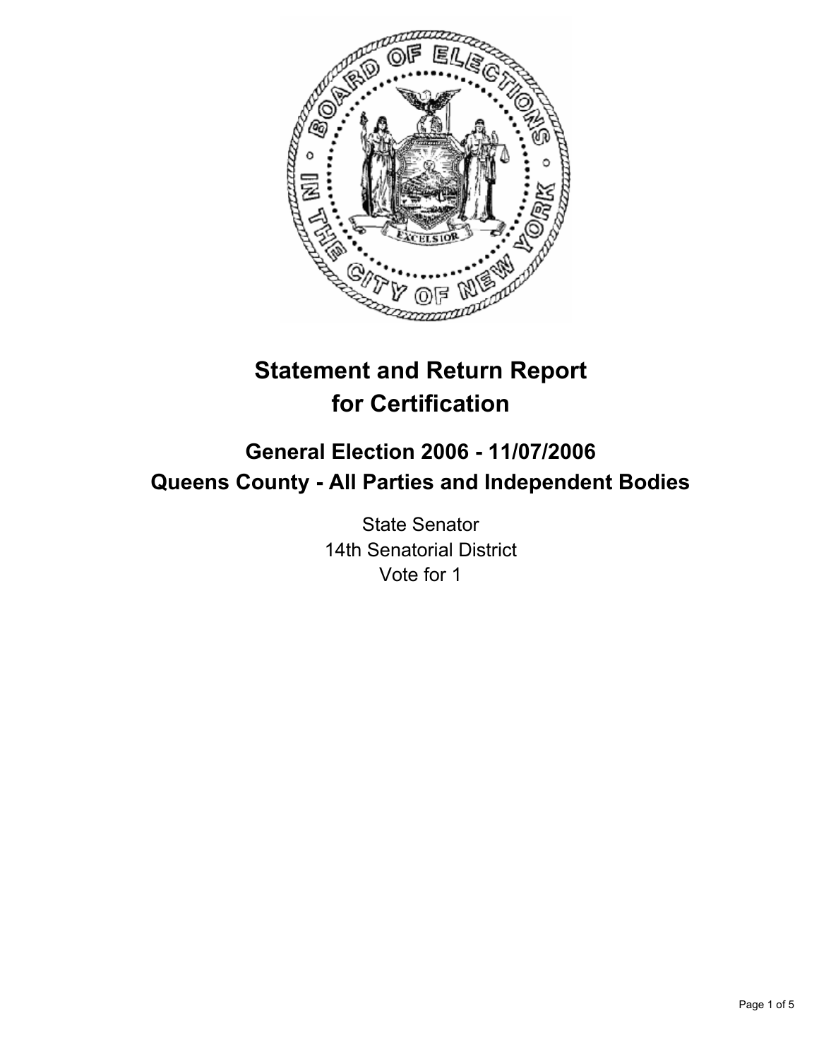# Statement and Return Report for Certification

## General Election 2006 - 11/07/2006

## Queens County - All Parties and Independent Bodies

State Senator
14th Senatorial District
Vote for 1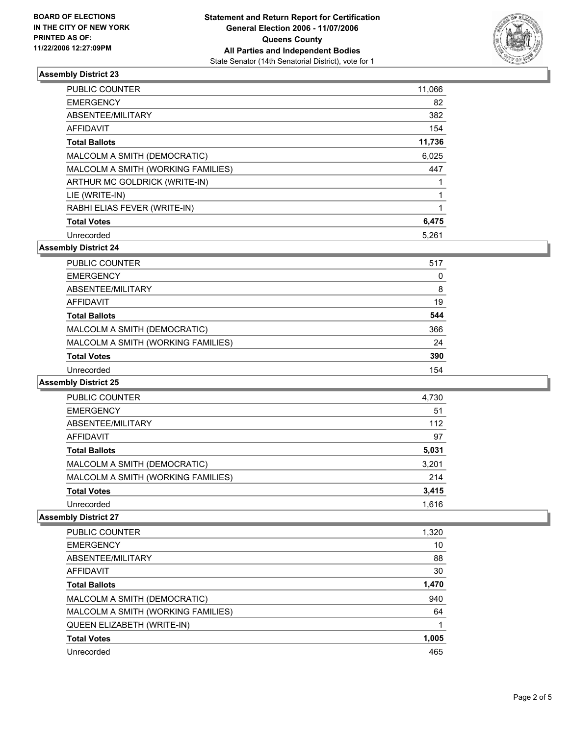**BOARD OF ELECTIONS IN THE CITY OF NEW YORK PRINTED AS OF: 11/22/2006 12:27:09PM**

**Statement and Return Report for Certification**
**General Election 2006 - 11/07/2006**
**Queens County**
**All Parties and Independent Bodies**
State Senator (14th Senatorial District), vote for 1

### Assembly District 23

| | |
|---|---|
| PUBLIC COUNTER | 11,066 |
| EMERGENCY | 82 |
| ABSENTEE/MILITARY | 382 |
| AFFIDAVIT | 154 |
| **Total Ballots** | **11,736** |
| MALCOLM A SMITH (DEMOCRATIC) | 6,025 |
| MALCOLM A SMITH (WORKING FAMILIES) | 447 |
| ARTHUR MC GOLDRICK (WRITE-IN) | 1 |
| LIE (WRITE-IN) | 1 |
| RABHI ELIAS FEVER (WRITE-IN) | 1 |
| **Total Votes** | **6,475** |
| Unrecorded | 5,261 |

### Assembly District 24

| | |
|---|---|
| PUBLIC COUNTER | 517 |
| EMERGENCY | 0 |
| ABSENTEE/MILITARY | 8 |
| AFFIDAVIT | 19 |
| **Total Ballots** | **544** |
| MALCOLM A SMITH (DEMOCRATIC) | 366 |
| MALCOLM A SMITH (WORKING FAMILIES) | 24 |
| **Total Votes** | **390** |
| Unrecorded | 154 |

### Assembly District 25

| | |
|---|---|
| PUBLIC COUNTER | 4,730 |
| EMERGENCY | 51 |
| ABSENTEE/MILITARY | 112 |
| AFFIDAVIT | 97 |
| **Total Ballots** | **5,031** |
| MALCOLM A SMITH (DEMOCRATIC) | 3,201 |
| MALCOLM A SMITH (WORKING FAMILIES) | 214 |
| **Total Votes** | **3,415** |
| Unrecorded | 1,616 |

### Assembly District 27

| | |
|---|---|
| PUBLIC COUNTER | 1,320 |
| EMERGENCY | 10 |
| ABSENTEE/MILITARY | 88 |
| AFFIDAVIT | 30 |
| **Total Ballots** | **1,470** |
| MALCOLM A SMITH (DEMOCRATIC) | 940 |
| MALCOLM A SMITH (WORKING FAMILIES) | 64 |
| QUEEN ELIZABETH (WRITE-IN) | 1 |
| **Total Votes** | **1,005** |
| Unrecorded | 465 |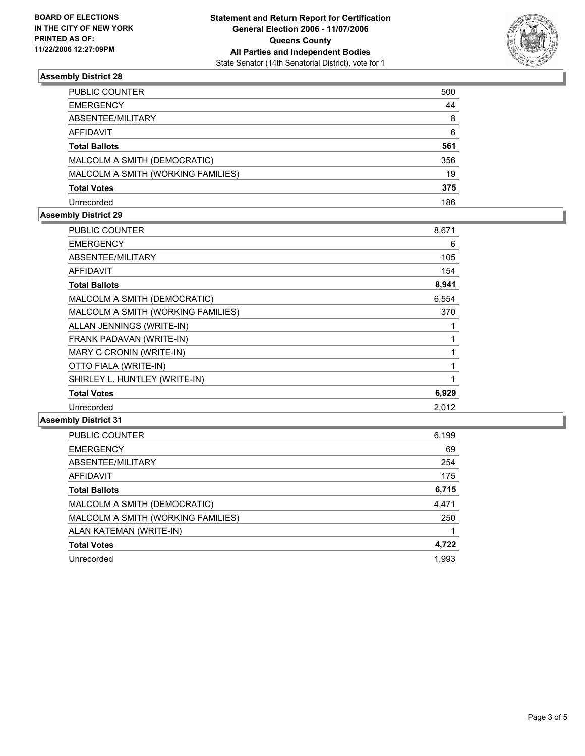**BOARD OF ELECTIONS IN THE CITY OF NEW YORK PRINTED AS OF: 11/22/2006 12:27:09PM**

# Statement and Return Report for Certification
## General Election 2006 - 11/07/2006
## Queens County
## All Parties and Independent Bodies
State Senator (14th Senatorial District), vote for 1

### Assembly District 28

| | |
|---|---|
| PUBLIC COUNTER | 500 |
| EMERGENCY | 44 |
| ABSENTEE/MILITARY | 8 |
| AFFIDAVIT | 6 |
| **Total Ballots** | **561** |
| MALCOLM A SMITH (DEMOCRATIC) | 356 |
| MALCOLM A SMITH (WORKING FAMILIES) | 19 |
| **Total Votes** | **375** |
| Unrecorded | 186 |

### Assembly District 29

| | |
|---|---|
| PUBLIC COUNTER | 8,671 |
| EMERGENCY | 6 |
| ABSENTEE/MILITARY | 105 |
| AFFIDAVIT | 154 |
| **Total Ballots** | **8,941** |
| MALCOLM A SMITH (DEMOCRATIC) | 6,554 |
| MALCOLM A SMITH (WORKING FAMILIES) | 370 |
| ALLAN JENNINGS (WRITE-IN) | 1 |
| FRANK PADAVAN (WRITE-IN) | 1 |
| MARY C CRONIN (WRITE-IN) | 1 |
| OTTO FIALA (WRITE-IN) | 1 |
| SHIRLEY L. HUNTLEY (WRITE-IN) | 1 |
| **Total Votes** | **6,929** |
| Unrecorded | 2,012 |

### Assembly District 31

| | |
|---|---|
| PUBLIC COUNTER | 6,199 |
| EMERGENCY | 69 |
| ABSENTEE/MILITARY | 254 |
| AFFIDAVIT | 175 |
| **Total Ballots** | **6,715** |
| MALCOLM A SMITH (DEMOCRATIC) | 4,471 |
| MALCOLM A SMITH (WORKING FAMILIES) | 250 |
| ALAN KATEMAN (WRITE-IN) | 1 |
| **Total Votes** | **4,722** |
| Unrecorded | 1,993 |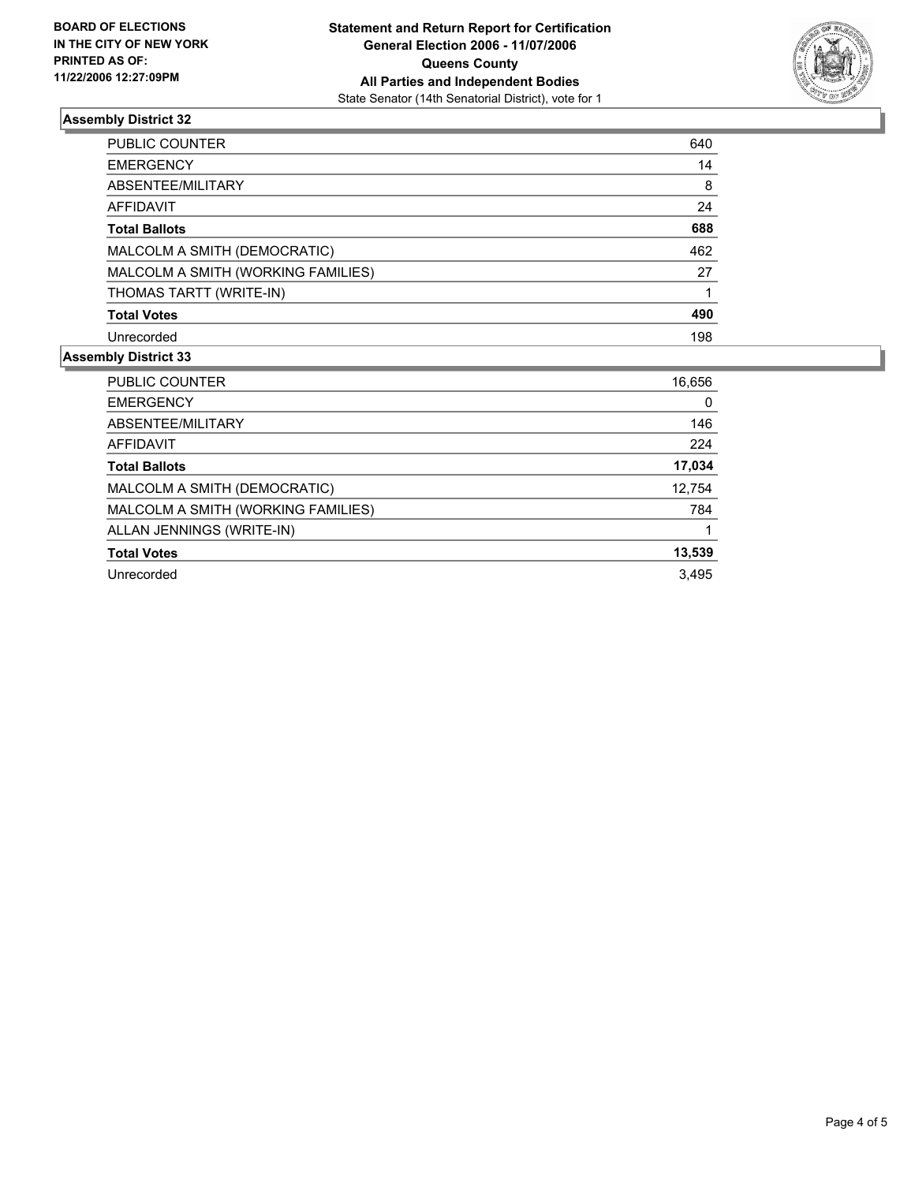**BOARD OF ELECTIONS IN THE CITY OF NEW YORK PRINTED AS OF: 11/22/2006 12:27:09PM**

**Statement and Return Report for Certification General Election 2006 - 11/07/2006 Queens County All Parties and Independent Bodies**

State Senator (14th Senatorial District), vote for 1

## Assembly District 32

| | |
|---|---|
| PUBLIC COUNTER | 640 |
| EMERGENCY | 14 |
| ABSENTEE/MILITARY | 8 |
| AFFIDAVIT | 24 |
| **Total Ballots** | **688** |
| MALCOLM A SMITH (DEMOCRATIC) | 462 |
| MALCOLM A SMITH (WORKING FAMILIES) | 27 |
| THOMAS TARTT (WRITE-IN) | 1 |
| **Total Votes** | **490** |
| Unrecorded | 198 |

## Assembly District 33

| | |
|---|---|
| PUBLIC COUNTER | 16,656 |
| EMERGENCY | 0 |
| ABSENTEE/MILITARY | 146 |
| AFFIDAVIT | 224 |
| **Total Ballots** | **17,034** |
| MALCOLM A SMITH (DEMOCRATIC) | 12,754 |
| MALCOLM A SMITH (WORKING FAMILIES) | 784 |
| ALLAN JENNINGS (WRITE-IN) | 1 |
| **Total Votes** | **13,539** |
| Unrecorded | 3,495 |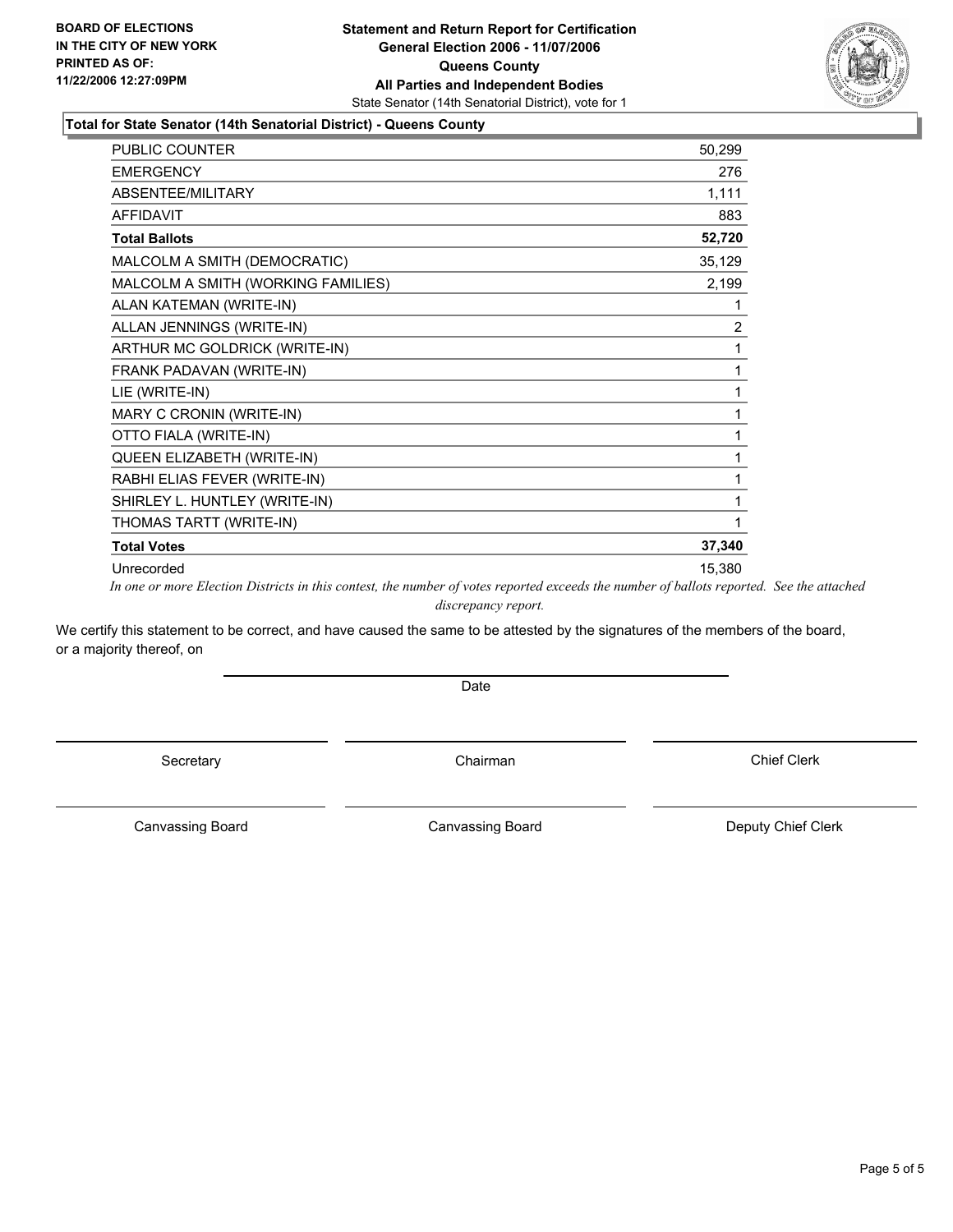**BOARD OF ELECTIONS IN THE CITY OF NEW YORK PRINTED AS OF: 11/22/2006 12:27:09PM**

**Statement and Return Report for Certification**
**General Election 2006 - 11/07/2006**
**Queens County**
**All Parties and Independent Bodies**
State Senator (14th Senatorial District), vote for 1

### Total for State Senator (14th Senatorial District) - Queens County

| | |
|---|---|
| PUBLIC COUNTER | 50,299 |
| EMERGENCY | 276 |
| ABSENTEE/MILITARY | 1,111 |
| AFFIDAVIT | 883 |
| **Total Ballots** | **52,720** |
| MALCOLM A SMITH (DEMOCRATIC) | 35,129 |
| MALCOLM A SMITH (WORKING FAMILIES) | 2,199 |
| ALAN KATEMAN (WRITE-IN) | 1 |
| ALLAN JENNINGS (WRITE-IN) | 2 |
| ARTHUR MC GOLDRICK (WRITE-IN) | 1 |
| FRANK PADAVAN (WRITE-IN) | 1 |
| LIE (WRITE-IN) | 1 |
| MARY C CRONIN (WRITE-IN) | 1 |
| OTTO FIALA (WRITE-IN) | 1 |
| QUEEN ELIZABETH (WRITE-IN) | 1 |
| RABHI ELIAS FEVER (WRITE-IN) | 1 |
| SHIRLEY L. HUNTLEY (WRITE-IN) | 1 |
| THOMAS TARTT (WRITE-IN) | 1 |
| **Total Votes** | **37,340** |
| Unrecorded | 15,380 |

*In one or more Election Districts in this contest, the number of votes reported exceeds the number of ballots reported. See the attached discrepancy report.*

We certify this statement to be correct, and have caused the same to be attested by the signatures of the members of the board, or a majority thereof, on

Date

Secretary

Chairman

Chief Clerk

Canvassing Board

Canvassing Board

Deputy Chief Clerk